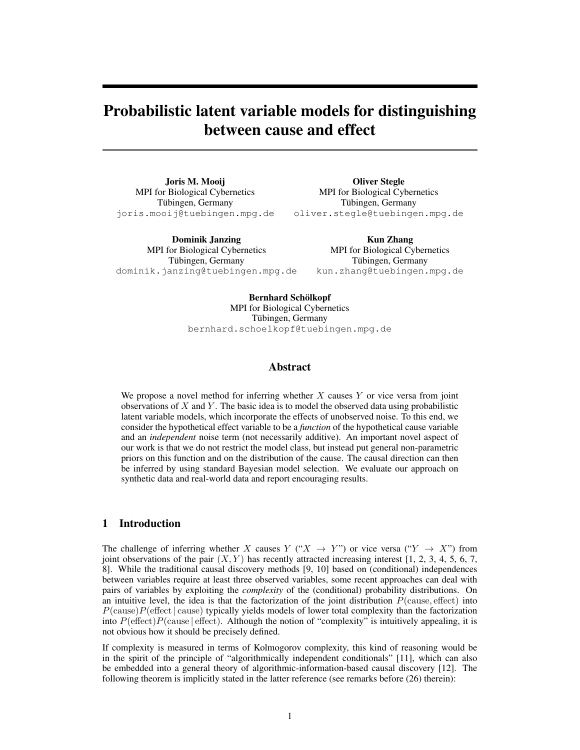# Probabilistic latent variable models for distinguishing between cause and effect

**Joris M. Mooij**
MPI for Biological Cybernetics
Tübingen, Germany
joris.mooij@tuebingen.mpg.de

**Oliver Stegle**
MPI for Biological Cybernetics
Tübingen, Germany
oliver.stegle@tuebingen.mpg.de

**Dominik Janzing**
MPI for Biological Cybernetics
Tübingen, Germany
dominik.janzing@tuebingen.mpg.de

**Kun Zhang**
MPI for Biological Cybernetics
Tübingen, Germany
kun.zhang@tuebingen.mpg.de

**Bernhard Schölkopf**
MPI for Biological Cybernetics
Tübingen, Germany
bernhard.schoelkopf@tuebingen.mpg.de

## Abstract

We propose a novel method for inferring whether $X$ causes $Y$ or vice versa from joint observations of $X$ and $Y$. The basic idea is to model the observed data using probabilistic latent variable models, which incorporate the effects of unobserved noise. To this end, we consider the hypothetical effect variable to be a *function* of the hypothetical cause variable and an *independent* noise term (not necessarily additive). An important novel aspect of our work is that we do not restrict the model class, but instead put general non-parametric priors on this function and on the distribution of the cause. The causal direction can then be inferred by using standard Bayesian model selection. We evaluate our approach on synthetic data and real-world data and report encouraging results.

## 1 Introduction

The challenge of inferring whether $X$ causes $Y$ ("$X \to Y$") or vice versa ("$Y \to X$") from joint observations of the pair $(X, Y)$ has recently attracted increasing interest [1, 2, 3, 4, 5, 6, 7, 8]. While the traditional causal discovery methods [9, 10] based on (conditional) independences between variables require at least three observed variables, some recent approaches can deal with pairs of variables by exploiting the *complexity* of the (conditional) probability distributions. On an intuitive level, the idea is that the factorization of the joint distribution $P(\text{cause}, \text{effect})$ into $P(\text{cause})P(\text{effect} \mid \text{cause})$ typically yields models of lower total complexity than the factorization into $P(\text{effect})P(\text{cause} \mid \text{effect})$. Although the notion of "complexity" is intuitively appealing, it is not obvious how it should be precisely defined.

If complexity is measured in terms of Kolmogorov complexity, this kind of reasoning would be in the spirit of the principle of "algorithmically independent conditionals" [11], which can also be embedded into a general theory of algorithmic-information-based causal discovery [12]. The following theorem is implicitly stated in the latter reference (see remarks before (26) therein):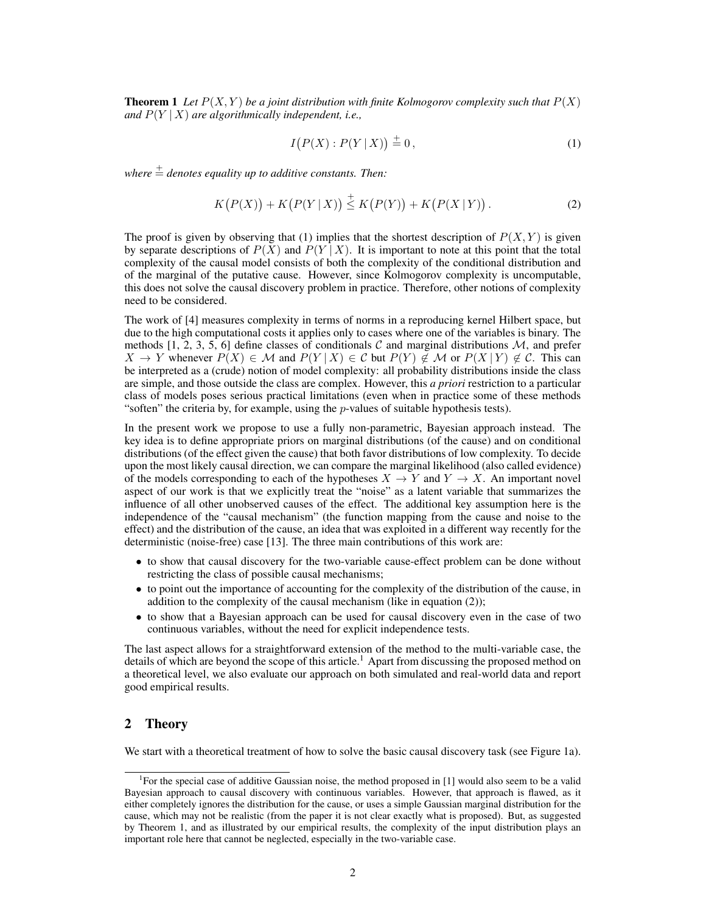**Theorem 1** *Let $P(X,Y)$ be a joint distribution with finite Kolmogorov complexity such that $P(X)$ and $P(Y \mid X)$ are algorithmically independent, i.e.,*

$$I\big(P(X) : P(Y \mid X)\big) \stackrel{+}{=} 0\,, \tag{1}$$

*where $\stackrel{+}{=}$ denotes equality up to additive constants. Then:*

$$K\big(P(X)\big) + K\big(P(Y \mid X)\big) \stackrel{+}{\leq} K\big(P(Y)\big) + K\big(P(X \mid Y)\big)\,. \tag{2}$$

The proof is given by observing that (1) implies that the shortest description of $P(X,Y)$ is given by separate descriptions of $P(X)$ and $P(Y \mid X)$. It is important to note at this point that the total complexity of the causal model consists of both the complexity of the conditional distribution and of the marginal of the putative cause. However, since Kolmogorov complexity is uncomputable, this does not solve the causal discovery problem in practice. Therefore, other notions of complexity need to be considered.

The work of [4] measures complexity in terms of norms in a reproducing kernel Hilbert space, but due to the high computational costs it applies only to cases where one of the variables is binary. The methods [1, 2, 3, 5, 6] define classes of conditionals $\mathcal{C}$ and marginal distributions $\mathcal{M}$, and prefer $X \to Y$ whenever $P(X) \in \mathcal{M}$ and $P(Y \mid X) \in \mathcal{C}$ but $P(Y) \notin \mathcal{M}$ or $P(X \mid Y) \notin \mathcal{C}$. This can be interpreted as a (crude) notion of model complexity: all probability distributions inside the class are simple, and those outside the class are complex. However, this *a priori* restriction to a particular class of models poses serious practical limitations (even when in practice some of these methods "soften" the criteria by, for example, using the $p$-values of suitable hypothesis tests).

In the present work we propose to use a fully non-parametric, Bayesian approach instead. The key idea is to define appropriate priors on marginal distributions (of the cause) and on conditional distributions (of the effect given the cause) that both favor distributions of low complexity. To decide upon the most likely causal direction, we can compare the marginal likelihood (also called evidence) of the models corresponding to each of the hypotheses $X \to Y$ and $Y \to X$. An important novel aspect of our work is that we explicitly treat the "noise" as a latent variable that summarizes the influence of all other unobserved causes of the effect. The additional key assumption here is the independence of the "causal mechanism" (the function mapping from the cause and noise to the effect) and the distribution of the cause, an idea that was exploited in a different way recently for the deterministic (noise-free) case [13]. The three main contributions of this work are:

- to show that causal discovery for the two-variable cause-effect problem can be done without restricting the class of possible causal mechanisms;
- to point out the importance of accounting for the complexity of the distribution of the cause, in addition to the complexity of the causal mechanism (like in equation (2));
- to show that a Bayesian approach can be used for causal discovery even in the case of two continuous variables, without the need for explicit independence tests.

The last aspect allows for a straightforward extension of the method to the multi-variable case, the details of which are beyond the scope of this article.[1] Apart from discussing the proposed method on a theoretical level, we also evaluate our approach on both simulated and real-world data and report good empirical results.

## 2 Theory

We start with a theoretical treatment of how to solve the basic causal discovery task (see Figure 1a).

[1] For the special case of additive Gaussian noise, the method proposed in [1] would also seem to be a valid Bayesian approach to causal discovery with continuous variables. However, that approach is flawed, as it either completely ignores the distribution for the cause, or uses a simple Gaussian marginal distribution for the cause, which may not be realistic (from the paper it is not clear exactly what is proposed). But, as suggested by Theorem 1, and as illustrated by our empirical results, the complexity of the input distribution plays an important role here that cannot be neglected, especially in the two-variable case.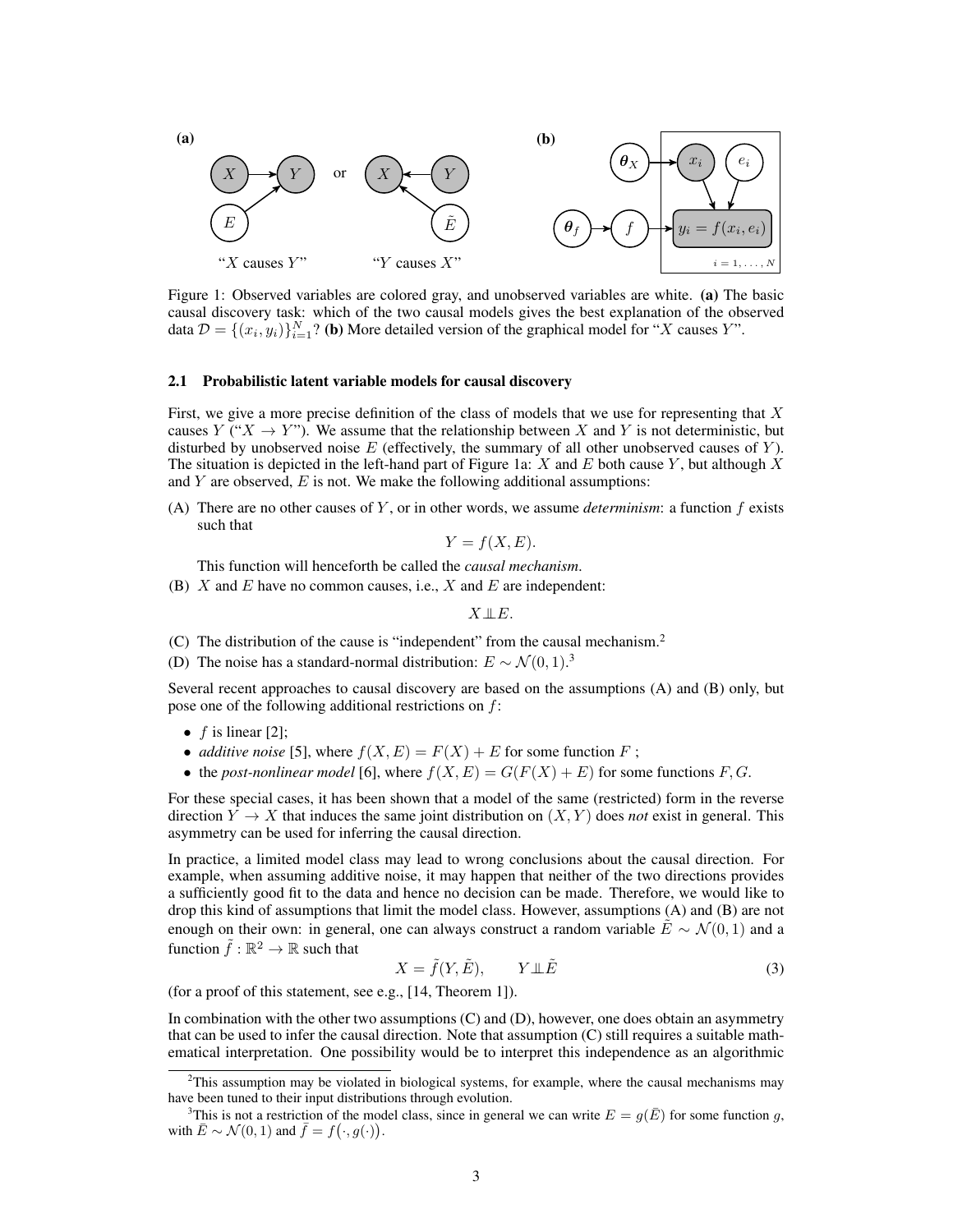Figure 1: Observed variables are colored gray, and unobserved variables are white. **(a)** The basic causal discovery task: which of the two causal models gives the best explanation of the observed data $\mathcal{D} = \{(x_i, y_i)\}_{i=1}^N$? **(b)** More detailed version of the graphical model for "$X$ causes $Y$".

### 2.1 Probabilistic latent variable models for causal discovery

First, we give a more precise definition of the class of models that we use for representing that $X$ causes $Y$ ("$X \to Y$"). We assume that the relationship between $X$ and $Y$ is not deterministic, but disturbed by unobserved noise $E$ (effectively, the summary of all other unobserved causes of $Y$). The situation is depicted in the left-hand part of Figure 1a: $X$ and $E$ both cause $Y$, but although $X$ and $Y$ are observed, $E$ is not. We make the following additional assumptions:

(A) There are no other causes of $Y$, or in other words, we assume *determinism*: a function $f$ exists such that

$$Y = f(X, E).$$

This function will henceforth be called the *causal mechanism*.

(B) $X$ and $E$ have no common causes, i.e., $X$ and $E$ are independent:

$$X \perp\!\!\!\perp E.$$

(C) The distribution of the cause is "independent" from the causal mechanism.[2]

(D) The noise has a standard-normal distribution: $E \sim \mathcal{N}(0, 1)$.[3]

Several recent approaches to causal discovery are based on the assumptions (A) and (B) only, but pose one of the following additional restrictions on $f$:

- $f$ is linear [2];
- *additive noise* [5], where $f(X, E) = F(X) + E$ for some function $F$ ;
- the *post-nonlinear model* [6], where $f(X, E) = G(F(X) + E)$ for some functions $F, G$.

For these special cases, it has been shown that a model of the same (restricted) form in the reverse direction $Y \to X$ that induces the same joint distribution on $(X, Y)$ does *not* exist in general. This asymmetry can be used for inferring the causal direction.

In practice, a limited model class may lead to wrong conclusions about the causal direction. For example, when assuming additive noise, it may happen that neither of the two directions provides a sufficiently good fit to the data and hence no decision can be made. Therefore, we would like to drop this kind of assumptions that limit the model class. However, assumptions (A) and (B) are not enough on their own: in general, one can always construct a random variable $\tilde{E} \sim \mathcal{N}(0, 1)$ and a function $\tilde{f} : \mathbb{R}^2 \to \mathbb{R}$ such that

$$X = \tilde{f}(Y, \tilde{E}), \qquad Y \perp\!\!\!\perp \tilde{E} \tag{3}$$

(for a proof of this statement, see e.g., [14, Theorem 1]).

In combination with the other two assumptions (C) and (D), however, one does obtain an asymmetry that can be used to infer the causal direction. Note that assumption (C) still requires a suitable mathematical interpretation. One possibility would be to interpret this independence as an algorithmic

[2] This assumption may be violated in biological systems, for example, where the causal mechanisms may have been tuned to their input distributions through evolution.

[3] This is not a restriction of the model class, since in general we can write $E = g(\bar{E})$ for some function $g$, with $\bar{E} \sim \mathcal{N}(0, 1)$ and $\bar{f} = f(\cdot, g(\cdot))$.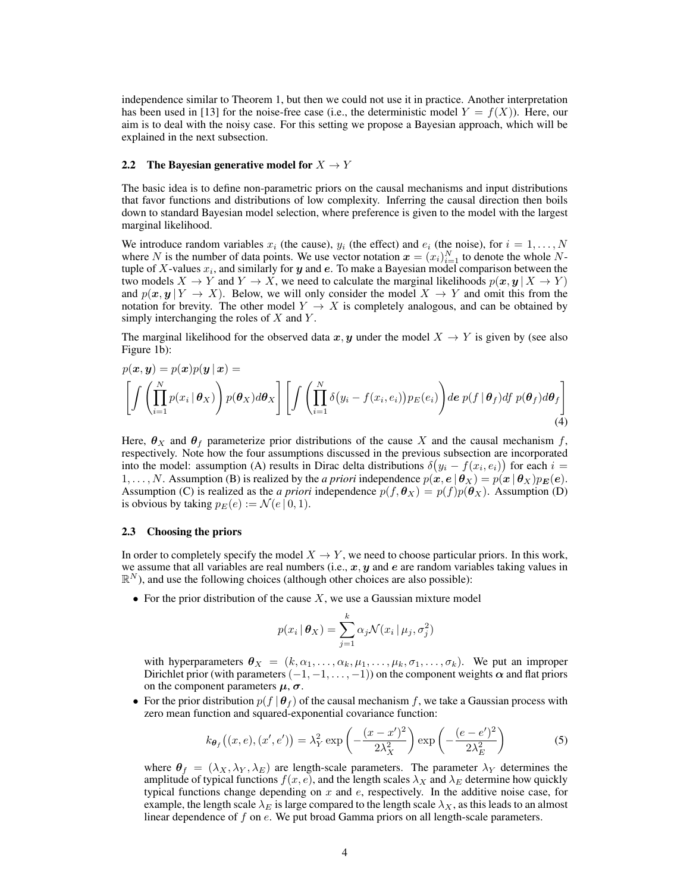independence similar to Theorem 1, but then we could not use it in practice. Another interpretation has been used in [13] for the noise-free case (i.e., the deterministic model $Y = f(X)$). Here, our aim is to deal with the noisy case. For this setting we propose a Bayesian approach, which will be explained in the next subsection.

### 2.2 The Bayesian generative model for $X \to Y$

The basic idea is to define non-parametric priors on the causal mechanisms and input distributions that favor functions and distributions of low complexity. Inferring the causal direction then boils down to standard Bayesian model selection, where preference is given to the model with the largest marginal likelihood.

We introduce random variables $x_i$ (the cause), $y_i$ (the effect) and $e_i$ (the noise), for $i = 1, \dots, N$ where $N$ is the number of data points. We use vector notation $\boldsymbol{x} = (x_i)_{i=1}^N$ to denote the whole $N$-tuple of $X$-values $x_i$, and similarly for $\boldsymbol{y}$ and $\boldsymbol{e}$. To make a Bayesian model comparison between the two models $X \to Y$ and $Y \to X$, we need to calculate the marginal likelihoods $p(\boldsymbol{x}, \boldsymbol{y} \mid X \to Y)$ and $p(\boldsymbol{x}, \boldsymbol{y} \mid Y \to X)$. Below, we will only consider the model $X \to Y$ and omit this from the notation for brevity. The other model $Y \to X$ is completely analogous, and can be obtained by simply interchanging the roles of $X$ and $Y$.

The marginal likelihood for the observed data $\boldsymbol{x}, \boldsymbol{y}$ under the model $X \to Y$ is given by (see also Figure 1b):

$$
\begin{aligned}
&p(\boldsymbol{x}, \boldsymbol{y}) = p(\boldsymbol{x}) p(\boldsymbol{y} \mid \boldsymbol{x}) = \\
&\left[ \int \left( \prod_{i=1}^N p(x_i \mid \boldsymbol{\theta}_X) \right) p(\boldsymbol{\theta}_X) d\boldsymbol{\theta}_X \right] \left[ \int \left( \prod_{i=1}^N \delta\big(y_i - f(x_i, e_i)\big) p_E(e_i) \right) d\boldsymbol{e} \; p(f \mid \boldsymbol{\theta}_f) df \; p(\boldsymbol{\theta}_f) d\boldsymbol{\theta}_f \right]
\end{aligned}
\tag{4}
$$

Here, $\boldsymbol{\theta}_X$ and $\boldsymbol{\theta}_f$ parameterize prior distributions of the cause $X$ and the causal mechanism $f$, respectively. Note how the four assumptions discussed in the previous subsection are incorporated into the model: assumption (A) results in Dirac delta distributions $\delta\big(y_i - f(x_i, e_i)\big)$ for each $i = 1, \dots, N$. Assumption (B) is realized by the *a priori* independence $p(\boldsymbol{x}, \boldsymbol{e} \mid \boldsymbol{\theta}_X) = p(\boldsymbol{x} \mid \boldsymbol{\theta}_X) p_{\boldsymbol{E}}(\boldsymbol{e})$. Assumption (C) is realized as the *a priori* independence $p(f, \boldsymbol{\theta}_X) = p(f) p(\boldsymbol{\theta}_X)$. Assumption (D) is obvious by taking $p_E(e) := \mathcal{N}(e \mid 0, 1)$.

### 2.3 Choosing the priors

In order to completely specify the model $X \to Y$, we need to choose particular priors. In this work, we assume that all variables are real numbers (i.e., $\boldsymbol{x}, \boldsymbol{y}$ and $\boldsymbol{e}$ are random variables taking values in $\mathbb{R}^N$), and use the following choices (although other choices are also possible):

- For the prior distribution of the cause $X$, we use a Gaussian mixture model

$$
p(x_i \mid \boldsymbol{\theta}_X) = \sum_{j=1}^k \alpha_j \mathcal{N}(x_i \mid \mu_j, \sigma_j^2)
$$

  with hyperparameters $\boldsymbol{\theta}_X = (k, \alpha_1, \dots, \alpha_k, \mu_1, \dots, \mu_k, \sigma_1, \dots, \sigma_k)$. We put an improper Dirichlet prior (with parameters $(-1, -1, \dots, -1)$) on the component weights $\boldsymbol{\alpha}$ and flat priors on the component parameters $\boldsymbol{\mu}, \boldsymbol{\sigma}$.

- For the prior distribution $p(f \mid \boldsymbol{\theta}_f)$ of the causal mechanism $f$, we take a Gaussian process with zero mean function and squared-exponential covariance function:

$$
k_{\boldsymbol{\theta}_f}\big((x, e), (x', e')\big) = \lambda_Y^2 \exp\left( -\frac{(x - x')^2}{2\lambda_X^2} \right) \exp\left( -\frac{(e - e')^2}{2\lambda_E^2} \right)
\tag{5}
$$

  where $\boldsymbol{\theta}_f = (\lambda_X, \lambda_Y, \lambda_E)$ are length-scale parameters. The parameter $\lambda_Y$ determines the amplitude of typical functions $f(x, e)$, and the length scales $\lambda_X$ and $\lambda_E$ determine how quickly typical functions change depending on $x$ and $e$, respectively. In the additive noise case, for example, the length scale $\lambda_E$ is large compared to the length scale $\lambda_X$, as this leads to an almost linear dependence of $f$ on $e$. We put broad Gamma priors on all length-scale parameters.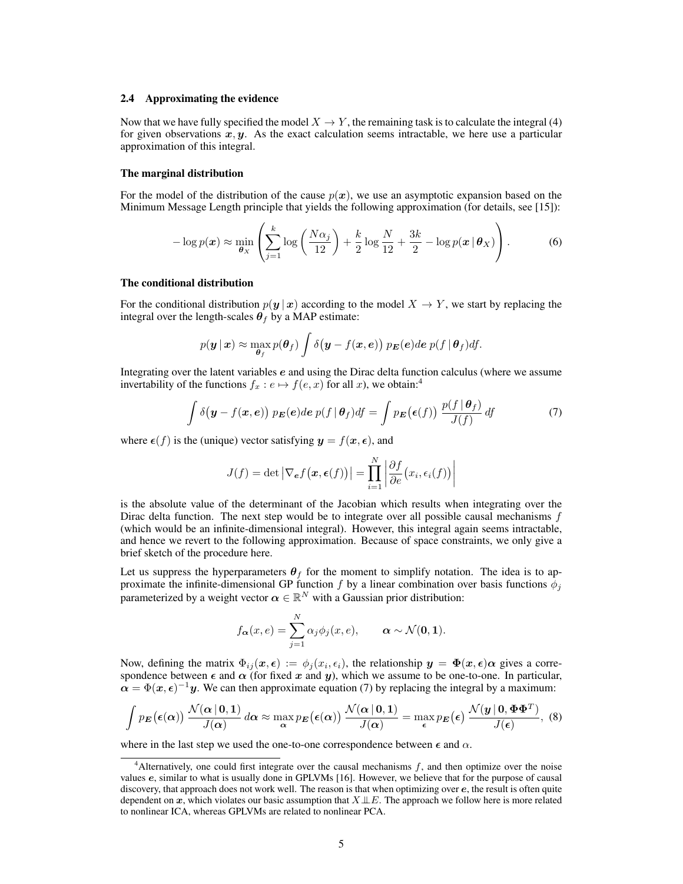### 2.4 Approximating the evidence

Now that we have fully specified the model $X \to Y$, the remaining task is to calculate the integral (4) for given observations $\boldsymbol{x}, \boldsymbol{y}$. As the exact calculation seems intractable, we here use a particular approximation of this integral.

**The marginal distribution**

For the model of the distribution of the cause $p(\boldsymbol{x})$, we use an asymptotic expansion based on the Minimum Message Length principle that yields the following approximation (for details, see [15]):

$$-\log p(\boldsymbol{x}) \approx \min_{\boldsymbol{\theta}_X} \left( \sum_{j=1}^{k} \log\left(\frac{N\alpha_j}{12}\right) + \frac{k}{2}\log\frac{N}{12} + \frac{3k}{2} - \log p(\boldsymbol{x} \mid \boldsymbol{\theta}_X) \right). \tag{6}$$

**The conditional distribution**

For the conditional distribution $p(\boldsymbol{y} \mid \boldsymbol{x})$ according to the model $X \to Y$, we start by replacing the integral over the length-scales $\boldsymbol{\theta}_f$ by a MAP estimate:

$$p(\boldsymbol{y} \mid \boldsymbol{x}) \approx \max_{\boldsymbol{\theta}_f} p(\boldsymbol{\theta}_f) \int \delta\big(\boldsymbol{y} - f(\boldsymbol{x}, \boldsymbol{e})\big)\, p_{\boldsymbol{E}}(\boldsymbol{e}) d\boldsymbol{e}\; p(f \mid \boldsymbol{\theta}_f) df.$$

Integrating over the latent variables $\boldsymbol{e}$ and using the Dirac delta function calculus (where we assume invertability of the functions $f_x : e \mapsto f(e, x)$ for all $x$), we obtain:[4]

$$\int \delta\big(\boldsymbol{y} - f(\boldsymbol{x}, \boldsymbol{e})\big)\, p_{\boldsymbol{E}}(\boldsymbol{e}) d\boldsymbol{e}\; p(f \mid \boldsymbol{\theta}_f) df = \int p_{\boldsymbol{E}}\big(\boldsymbol{\epsilon}(f)\big)\, \frac{p(f \mid \boldsymbol{\theta}_f)}{J(f)}\, df \tag{7}$$

where $\boldsymbol{\epsilon}(f)$ is the (unique) vector satisfying $\boldsymbol{y} = f(\boldsymbol{x}, \boldsymbol{\epsilon})$, and

$$J(f) = \det\left|\nabla_{\boldsymbol{e}} f\big(\boldsymbol{x}, \boldsymbol{\epsilon}(f)\big)\right| = \prod_{i=1}^{N} \left|\frac{\partial f}{\partial e}\big(x_i, \epsilon_i(f)\big)\right|$$

is the absolute value of the determinant of the Jacobian which results when integrating over the Dirac delta function. The next step would be to integrate over all possible causal mechanisms $f$ (which would be an infinite-dimensional integral). However, this integral again seems intractable, and hence we revert to the following approximation. Because of space constraints, we only give a brief sketch of the procedure here.

Let us suppress the hyperparameters $\boldsymbol{\theta}_f$ for the moment to simplify notation. The idea is to approximate the infinite-dimensional GP function $f$ by a linear combination over basis functions $\phi_j$ parameterized by a weight vector $\boldsymbol{\alpha} \in \mathbb{R}^N$ with a Gaussian prior distribution:

$$f_{\boldsymbol{\alpha}}(x, e) = \sum_{j=1}^{N} \alpha_j \phi_j(x, e), \qquad \boldsymbol{\alpha} \sim \mathcal{N}(\mathbf{0}, \mathbf{1}).$$

Now, defining the matrix $\Phi_{ij}(\boldsymbol{x}, \boldsymbol{\epsilon}) := \phi_j(x_i, \epsilon_i)$, the relationship $\boldsymbol{y} = \boldsymbol{\Phi}(\boldsymbol{x}, \boldsymbol{\epsilon})\boldsymbol{\alpha}$ gives a correspondence between $\boldsymbol{\epsilon}$ and $\boldsymbol{\alpha}$ (for fixed $\boldsymbol{x}$ and $\boldsymbol{y}$), which we assume to be one-to-one. In particular, $\boldsymbol{\alpha} = \Phi(\boldsymbol{x}, \boldsymbol{\epsilon})^{-1}\boldsymbol{y}$. We can then approximate equation (7) by replacing the integral by a maximum:

$$\int p_{\boldsymbol{E}}\big(\boldsymbol{\epsilon}(\boldsymbol{\alpha})\big)\, \frac{\mathcal{N}(\boldsymbol{\alpha} \mid \mathbf{0}, \mathbf{1})}{J(\boldsymbol{\alpha})}\, d\boldsymbol{\alpha} \approx \max_{\boldsymbol{\alpha}} p_{\boldsymbol{E}}\big(\boldsymbol{\epsilon}(\boldsymbol{\alpha})\big)\, \frac{\mathcal{N}(\boldsymbol{\alpha} \mid \mathbf{0}, \mathbf{1})}{J(\boldsymbol{\alpha})} = \max_{\boldsymbol{\epsilon}} p_{\boldsymbol{E}}\big(\boldsymbol{\epsilon}\big)\, \frac{\mathcal{N}(\boldsymbol{y} \mid \mathbf{0}, \boldsymbol{\Phi}\boldsymbol{\Phi}^T)}{J(\boldsymbol{\epsilon})}, \tag{8}$$

where in the last step we used the one-to-one correspondence between $\boldsymbol{\epsilon}$ and $\alpha$.

---

[4] Alternatively, one could first integrate over the causal mechanisms $f$, and then optimize over the noise values $\boldsymbol{e}$, similar to what is usually done in GPLVMs [16]. However, we believe that for the purpose of causal discovery, that approach does not work well. The reason is that when optimizing over $\boldsymbol{e}$, the result is often quite dependent on $\boldsymbol{x}$, which violates our basic assumption that $X \perp\!\!\!\perp E$. The approach we follow here is more related to nonlinear ICA, whereas GPLVMs are related to nonlinear PCA.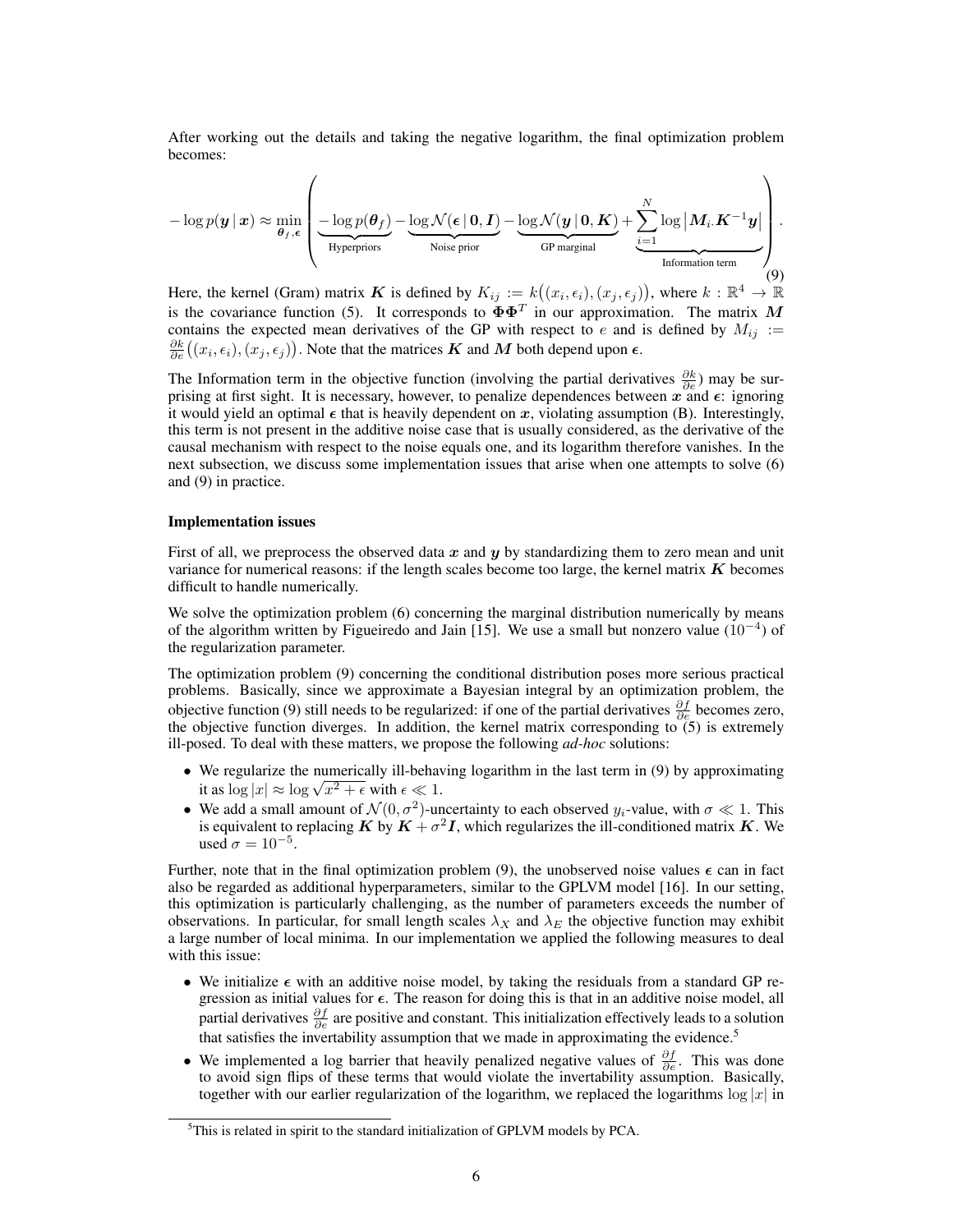After working out the details and taking the negative logarithm, the final optimization problem becomes:

$$
-\log p(\boldsymbol{y} \mid \boldsymbol{x}) \approx \min_{\boldsymbol{\theta}_f, \boldsymbol{\epsilon}} \left( \underbrace{-\log p(\boldsymbol{\theta}_f)}_{\text{Hyperpriors}} - \underbrace{\log \mathcal{N}(\boldsymbol{\epsilon} \mid \mathbf{0}, \boldsymbol{I})}_{\text{Noise prior}} - \underbrace{\log \mathcal{N}(\boldsymbol{y} \mid \mathbf{0}, \boldsymbol{K})}_{\text{GP marginal}} + \underbrace{\sum_{i=1}^{N} \log \left| \boldsymbol{M}_{i\cdot} \boldsymbol{K}^{-1} \boldsymbol{y} \right|}_{\text{Information term}} \right). \tag{9}
$$

Here, the kernel (Gram) matrix $\boldsymbol{K}$ is defined by $K_{ij} := k\big((x_i, \epsilon_i), (x_j, \epsilon_j)\big)$, where $k : \mathbb{R}^4 \to \mathbb{R}$ is the covariance function (5). It corresponds to $\boldsymbol{\Phi}\boldsymbol{\Phi}^T$ in our approximation. The matrix $\boldsymbol{M}$ contains the expected mean derivatives of the GP with respect to $e$ and is defined by $M_{ij} := \frac{\partial k}{\partial e}\big((x_i, \epsilon_i), (x_j, \epsilon_j)\big)$. Note that the matrices $\boldsymbol{K}$ and $\boldsymbol{M}$ both depend upon $\boldsymbol{\epsilon}$.

The Information term in the objective function (involving the partial derivatives $\frac{\partial k}{\partial e}$) may be surprising at first sight. It is necessary, however, to penalize dependences between $\boldsymbol{x}$ and $\boldsymbol{\epsilon}$: ignoring it would yield an optimal $\boldsymbol{\epsilon}$ that is heavily dependent on $\boldsymbol{x}$, violating assumption (B). Interestingly, this term is not present in the additive noise case that is usually considered, as the derivative of the causal mechanism with respect to the noise equals one, and its logarithm therefore vanishes. In the next subsection, we discuss some implementation issues that arise when one attempts to solve (6) and (9) in practice.

### Implementation issues

First of all, we preprocess the observed data $\boldsymbol{x}$ and $\boldsymbol{y}$ by standardizing them to zero mean and unit variance for numerical reasons: if the length scales become too large, the kernel matrix $\boldsymbol{K}$ becomes difficult to handle numerically.

We solve the optimization problem (6) concerning the marginal distribution numerically by means of the algorithm written by Figueiredo and Jain [15]. We use a small but nonzero value ($10^{-4}$) of the regularization parameter.

The optimization problem (9) concerning the conditional distribution poses more serious practical problems. Basically, since we approximate a Bayesian integral by an optimization problem, the objective function (9) still needs to be regularized: if one of the partial derivatives $\frac{\partial f}{\partial e}$ becomes zero, the objective function diverges. In addition, the kernel matrix corresponding to (5) is extremely ill-posed. To deal with these matters, we propose the following *ad-hoc* solutions:

- We regularize the numerically ill-behaving logarithm in the last term in (9) by approximating it as $\log|x| \approx \log\sqrt{x^2 + \epsilon}$ with $\epsilon \ll 1$.
- We add a small amount of $\mathcal{N}(0, \sigma^2)$-uncertainty to each observed $y_i$-value, with $\sigma \ll 1$. This is equivalent to replacing $\boldsymbol{K}$ by $\boldsymbol{K} + \sigma^2 \boldsymbol{I}$, which regularizes the ill-conditioned matrix $\boldsymbol{K}$. We used $\sigma = 10^{-5}$.

Further, note that in the final optimization problem (9), the unobserved noise values $\boldsymbol{\epsilon}$ can in fact also be regarded as additional hyperparameters, similar to the GPLVM model [16]. In our setting, this optimization is particularly challenging, as the number of parameters exceeds the number of observations. In particular, for small length scales $\lambda_X$ and $\lambda_E$ the objective function may exhibit a large number of local minima. In our implementation we applied the following measures to deal with this issue:

- We initialize $\boldsymbol{\epsilon}$ with an additive noise model, by taking the residuals from a standard GP regression as initial values for $\boldsymbol{\epsilon}$. The reason for doing this is that in an additive noise model, all partial derivatives $\frac{\partial f}{\partial e}$ are positive and constant. This initialization effectively leads to a solution that satisfies the invertability assumption that we made in approximating the evidence.[5]
- We implemented a log barrier that heavily penalized negative values of $\frac{\partial f}{\partial e}$. This was done to avoid sign flips of these terms that would violate the invertability assumption. Basically, together with our earlier regularization of the logarithm, we replaced the logarithms $\log|x|$ in

[5] This is related in spirit to the standard initialization of GPLVM models by PCA.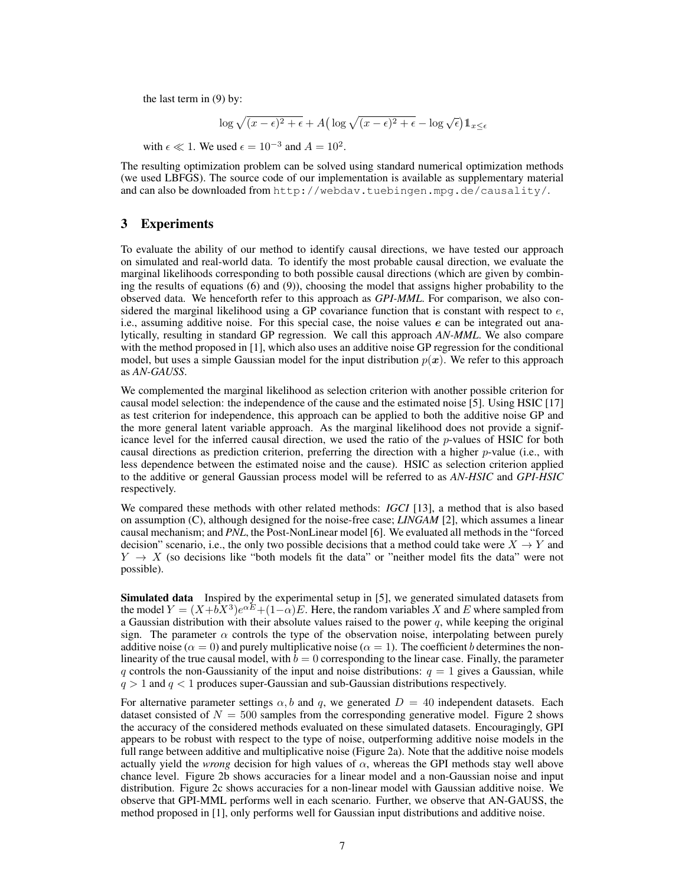the last term in (9) by:

$$\log \sqrt{(x-\epsilon)^2+\epsilon} + A\big(\log \sqrt{(x-\epsilon)^2+\epsilon} - \log \sqrt{\epsilon}\big)\mathbb{1}_{x\le\epsilon}$$

with $\epsilon \ll 1$. We used $\epsilon = 10^{-3}$ and $A = 10^2$.

The resulting optimization problem can be solved using standard numerical optimization methods (we used LBFGS). The source code of our implementation is available as supplementary material and can also be downloaded from `http://webdav.tuebingen.mpg.de/causality/`.

## 3 Experiments

To evaluate the ability of our method to identify causal directions, we have tested our approach on simulated and real-world data. To identify the most probable causal direction, we evaluate the marginal likelihoods corresponding to both possible causal directions (which are given by combining the results of equations (6) and (9)), choosing the model that assigns higher probability to the observed data. We henceforth refer to this approach as *GPI-MML*. For comparison, we also considered the marginal likelihood using a GP covariance function that is constant with respect to $e$, i.e., assuming additive noise. For this special case, the noise values $\boldsymbol{e}$ can be integrated out analytically, resulting in standard GP regression. We call this approach *AN-MML*. We also compare with the method proposed in [1], which also uses an additive noise GP regression for the conditional model, but uses a simple Gaussian model for the input distribution $p(\boldsymbol{x})$. We refer to this approach as *AN-GAUSS*.

We complemented the marginal likelihood as selection criterion with another possible criterion for causal model selection: the independence of the cause and the estimated noise [5]. Using HSIC [17] as test criterion for independence, this approach can be applied to both the additive noise GP and the more general latent variable approach. As the marginal likelihood does not provide a significance level for the inferred causal direction, we used the ratio of the $p$-values of HSIC for both causal directions as prediction criterion, preferring the direction with a higher $p$-value (i.e., with less dependence between the estimated noise and the cause). HSIC as selection criterion applied to the additive or general Gaussian process model will be referred to as *AN-HSIC* and *GPI-HSIC* respectively.

We compared these methods with other related methods: ***IGCI*** [13], a method that is also based on assumption (C), although designed for the noise-free case; ***LINGAM*** [2], which assumes a linear causal mechanism; and ***PNL***, the Post-NonLinear model [6]. We evaluated all methods in the "forced decision" scenario, i.e., the only two possible decisions that a method could take were $X \to Y$ and $Y \to X$ (so decisions like "both models fit the data" or "neither model fits the data" were not possible).

**Simulated data** Inspired by the experimental setup in [5], we generated simulated datasets from the model $Y = (X+bX^3)e^{\alpha E}+(1-\alpha)E$. Here, the random variables $X$ and $E$ where sampled from a Gaussian distribution with their absolute values raised to the power $q$, while keeping the original sign. The parameter $\alpha$ controls the type of the observation noise, interpolating between purely additive noise ($\alpha = 0$) and purely multiplicative noise ($\alpha = 1$). The coefficient $b$ determines the nonlinearity of the true causal model, with $b = 0$ corresponding to the linear case. Finally, the parameter $q$ controls the non-Gaussianity of the input and noise distributions: $q = 1$ gives a Gaussian, while $q > 1$ and $q < 1$ produces super-Gaussian and sub-Gaussian distributions respectively.

For alternative parameter settings $\alpha, b$ and $q$, we generated $D = 40$ independent datasets. Each dataset consisted of $N = 500$ samples from the corresponding generative model. Figure 2 shows the accuracy of the considered methods evaluated on these simulated datasets. Encouragingly, GPI appears to be robust with respect to the type of noise, outperforming additive noise models in the full range between additive and multiplicative noise (Figure 2a). Note that the additive noise models actually yield the *wrong* decision for high values of $\alpha$, whereas the GPI methods stay well above chance level. Figure 2b shows accuracies for a linear model and a non-Gaussian noise and input distribution. Figure 2c shows accuracies for a non-linear model with Gaussian additive noise. We observe that GPI-MML performs well in each scenario. Further, we observe that AN-GAUSS, the method proposed in [1], only performs well for Gaussian input distributions and additive noise.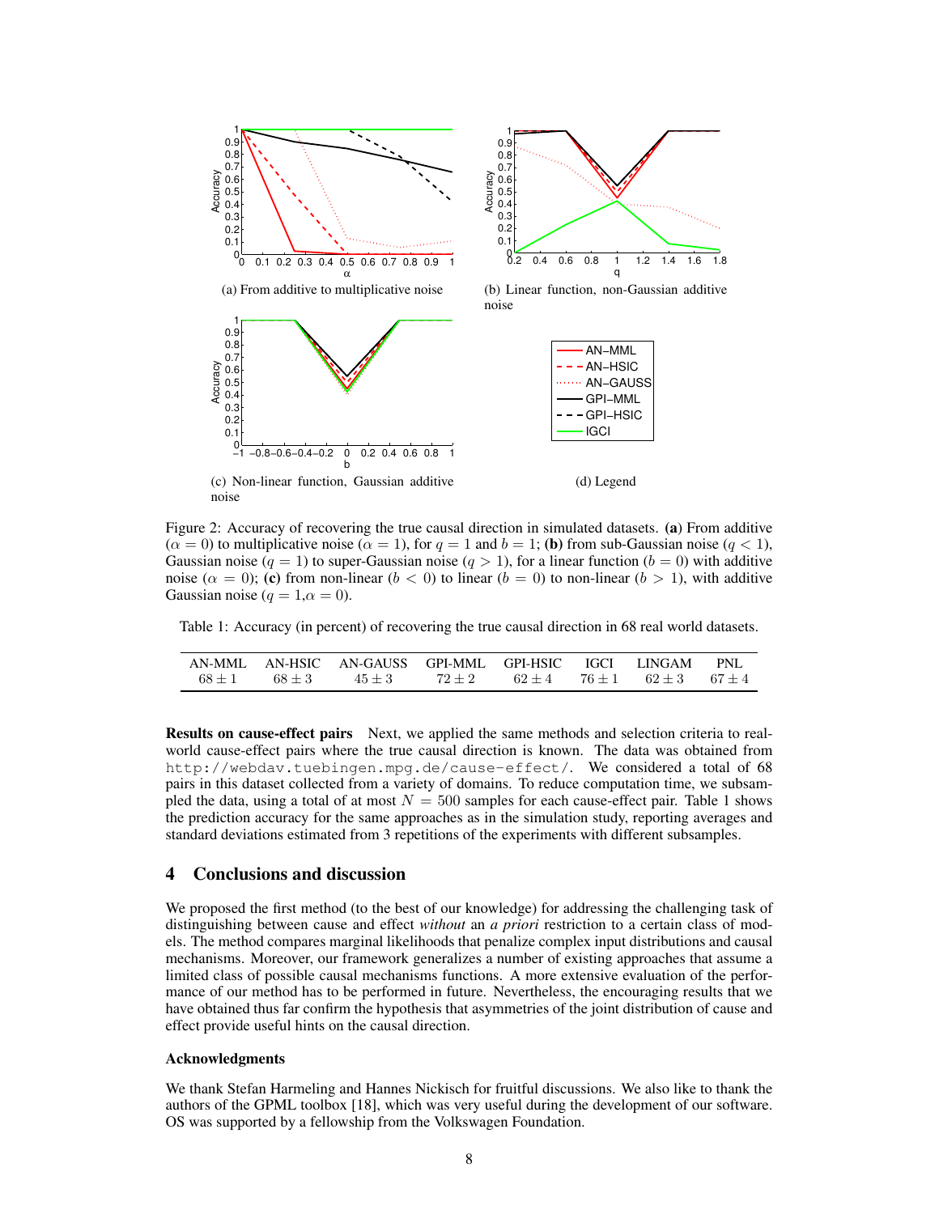(a) From additive to multiplicative noise

(b) Linear function, non-Gaussian additive noise

(c) Non-linear function, Gaussian additive noise

(d) Legend

Figure 2: Accuracy of recovering the true causal direction in simulated datasets. **(a)** From additive ($\alpha = 0$) to multiplicative noise ($\alpha = 1$), for $q = 1$ and $b = 1$; **(b)** from sub-Gaussian noise ($q < 1$), Gaussian noise ($q = 1$) to super-Gaussian noise ($q > 1$), for a linear function ($b = 0$) with additive noise ($\alpha = 0$); **(c)** from non-linear ($b < 0$) to linear ($b = 0$) to non-linear ($b > 1$), with additive Gaussian noise ($q = 1, \alpha = 0$).

Table 1: Accuracy (in percent) of recovering the true causal direction in 68 real world datasets.

| AN-MML | AN-HSIC | AN-GAUSS | GPI-MML | GPI-HSIC | IGCI | LINGAM | PNL |
|---|---|---|---|---|---|---|---|
| $68 \pm 1$ | $68 \pm 3$ | $45 \pm 3$ | $72 \pm 2$ | $62 \pm 4$ | $76 \pm 1$ | $62 \pm 3$ | $67 \pm 4$ |

**Results on cause-effect pairs** Next, we applied the same methods and selection criteria to real-world cause-effect pairs where the true causal direction is known. The data was obtained from `http://webdav.tuebingen.mpg.de/cause-effect/`. We considered a total of 68 pairs in this dataset collected from a variety of domains. To reduce computation time, we subsampled the data, using a total of at most $N = 500$ samples for each cause-effect pair. Table 1 shows the prediction accuracy for the same approaches as in the simulation study, reporting averages and standard deviations estimated from 3 repetitions of the experiments with different subsamples.

## 4 Conclusions and discussion

We proposed the first method (to the best of our knowledge) for addressing the challenging task of distinguishing between cause and effect *without* an *a priori* restriction to a certain class of models. The method compares marginal likelihoods that penalize complex input distributions and causal mechanisms. Moreover, our framework generalizes a number of existing approaches that assume a limited class of possible causal mechanisms functions. A more extensive evaluation of the performance of our method has to be performed in future. Nevertheless, the encouraging results that we have obtained thus far confirm the hypothesis that asymmetries of the joint distribution of cause and effect provide useful hints on the causal direction.

### Acknowledgments

We thank Stefan Harmeling and Hannes Nickisch for fruitful discussions. We also like to thank the authors of the GPML toolbox [18], which was very useful during the development of our software. OS was supported by a fellowship from the Volkswagen Foundation.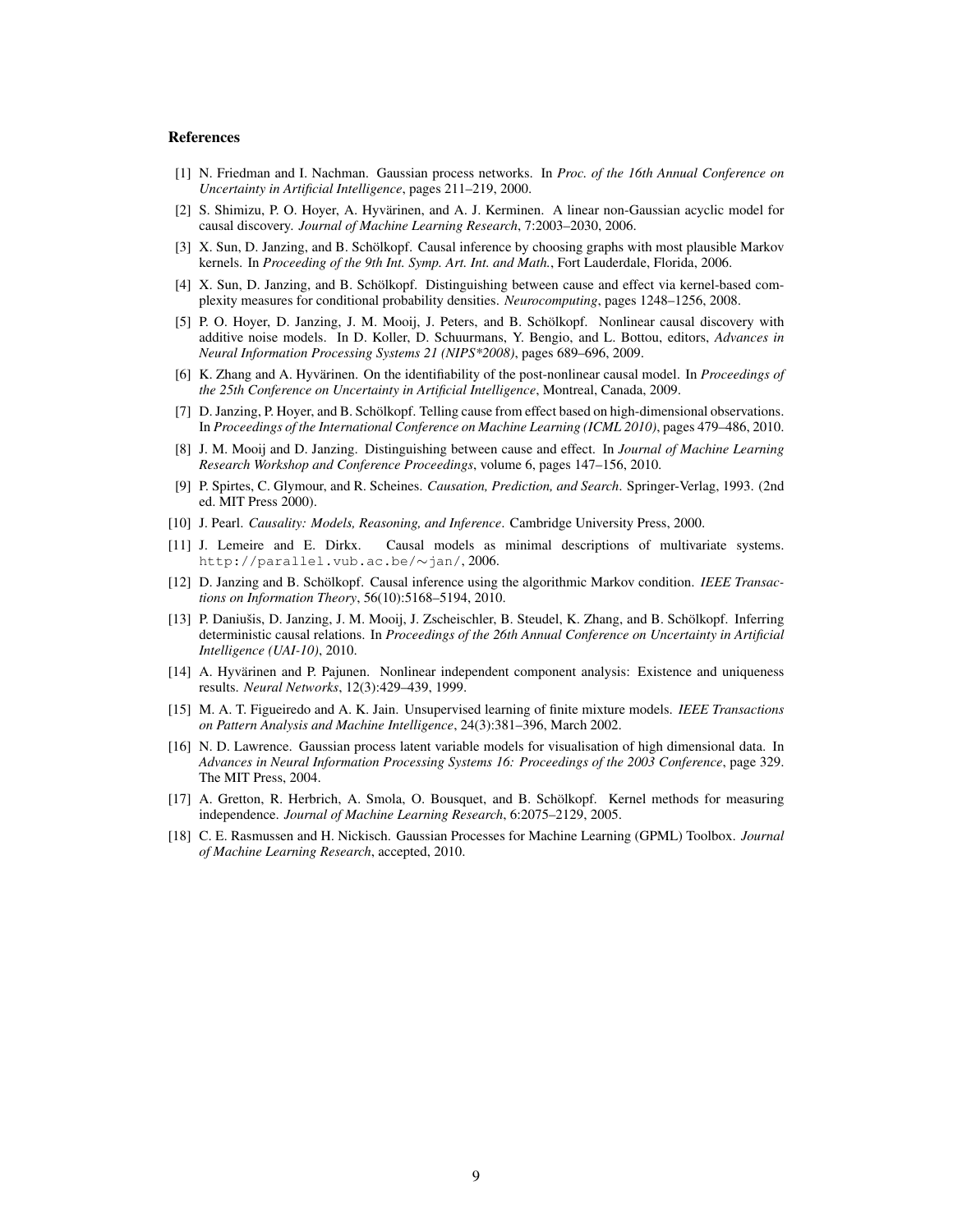### References

[1] N. Friedman and I. Nachman. Gaussian process networks. In *Proc. of the 16th Annual Conference on Uncertainty in Artificial Intelligence*, pages 211–219, 2000.

[2] S. Shimizu, P. O. Hoyer, A. Hyvärinen, and A. J. Kerminen. A linear non-Gaussian acyclic model for causal discovery. *Journal of Machine Learning Research*, 7:2003–2030, 2006.

[3] X. Sun, D. Janzing, and B. Schölkopf. Causal inference by choosing graphs with most plausible Markov kernels. In *Proceeding of the 9th Int. Symp. Art. Int. and Math.*, Fort Lauderdale, Florida, 2006.

[4] X. Sun, D. Janzing, and B. Schölkopf. Distinguishing between cause and effect via kernel-based complexity measures for conditional probability densities. *Neurocomputing*, pages 1248–1256, 2008.

[5] P. O. Hoyer, D. Janzing, J. M. Mooij, J. Peters, and B. Schölkopf. Nonlinear causal discovery with additive noise models. In D. Koller, D. Schuurmans, Y. Bengio, and L. Bottou, editors, *Advances in Neural Information Processing Systems 21 (NIPS*2008)*, pages 689–696, 2009.

[6] K. Zhang and A. Hyvärinen. On the identifiability of the post-nonlinear causal model. In *Proceedings of the 25th Conference on Uncertainty in Artificial Intelligence*, Montreal, Canada, 2009.

[7] D. Janzing, P. Hoyer, and B. Schölkopf. Telling cause from effect based on high-dimensional observations. In *Proceedings of the International Conference on Machine Learning (ICML 2010)*, pages 479–486, 2010.

[8] J. M. Mooij and D. Janzing. Distinguishing between cause and effect. In *Journal of Machine Learning Research Workshop and Conference Proceedings*, volume 6, pages 147–156, 2010.

[9] P. Spirtes, C. Glymour, and R. Scheines. *Causation, Prediction, and Search*. Springer-Verlag, 1993. (2nd ed. MIT Press 2000).

[10] J. Pearl. *Causality: Models, Reasoning, and Inference*. Cambridge University Press, 2000.

[11] J. Lemeire and E. Dirkx. Causal models as minimal descriptions of multivariate systems. http://parallel.vub.ac.be/∼jan/, 2006.

[12] D. Janzing and B. Schölkopf. Causal inference using the algorithmic Markov condition. *IEEE Transactions on Information Theory*, 56(10):5168–5194, 2010.

[13] P. Daniušis, D. Janzing, J. M. Mooij, J. Zscheischler, B. Steudel, K. Zhang, and B. Schölkopf. Inferring deterministic causal relations. In *Proceedings of the 26th Annual Conference on Uncertainty in Artificial Intelligence (UAI-10)*, 2010.

[14] A. Hyvärinen and P. Pajunen. Nonlinear independent component analysis: Existence and uniqueness results. *Neural Networks*, 12(3):429–439, 1999.

[15] M. A. T. Figueiredo and A. K. Jain. Unsupervised learning of finite mixture models. *IEEE Transactions on Pattern Analysis and Machine Intelligence*, 24(3):381–396, March 2002.

[16] N. D. Lawrence. Gaussian process latent variable models for visualisation of high dimensional data. In *Advances in Neural Information Processing Systems 16: Proceedings of the 2003 Conference*, page 329. The MIT Press, 2004.

[17] A. Gretton, R. Herbrich, A. Smola, O. Bousquet, and B. Schölkopf. Kernel methods for measuring independence. *Journal of Machine Learning Research*, 6:2075–2129, 2005.

[18] C. E. Rasmussen and H. Nickisch. Gaussian Processes for Machine Learning (GPML) Toolbox. *Journal of Machine Learning Research*, accepted, 2010.